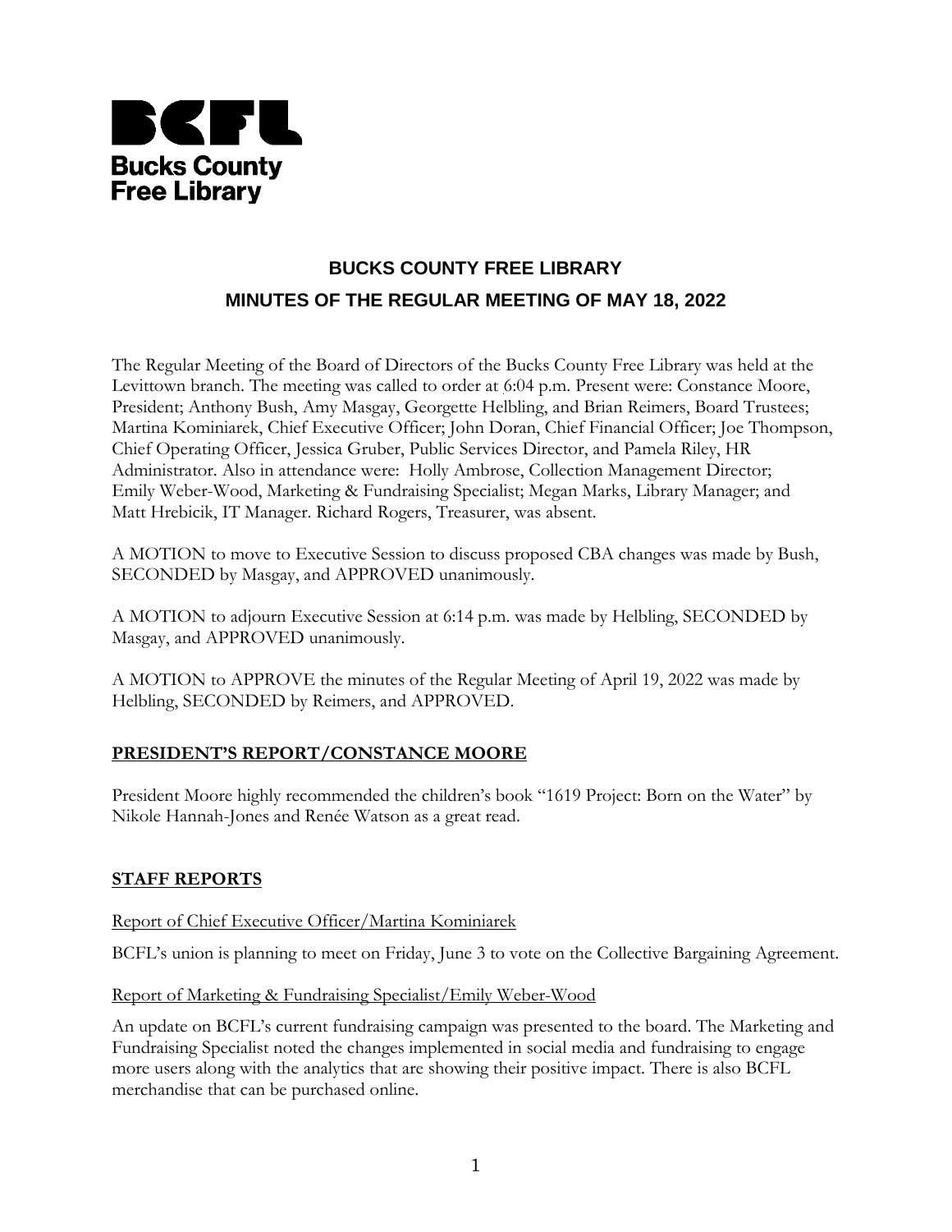**Bucks County Free Library**

# BUCKS COUNTY FREE LIBRARY

## MINUTES OF THE REGULAR MEETING OF MAY 18, 2022

The Regular Meeting of the Board of Directors of the Bucks County Free Library was held at the Levittown branch. The meeting was called to order at 6:04 p.m. Present were: Constance Moore, President; Anthony Bush, Amy Masgay, Georgette Helbling, and Brian Reimers, Board Trustees; Martina Kominiarek, Chief Executive Officer; John Doran, Chief Financial Officer; Joe Thompson, Chief Operating Officer, Jessica Gruber, Public Services Director, and Pamela Riley, HR Administrator. Also in attendance were: Holly Ambrose, Collection Management Director; Emily Weber-Wood, Marketing & Fundraising Specialist; Megan Marks, Library Manager; and Matt Hrebicik, IT Manager. Richard Rogers, Treasurer, was absent.

A MOTION to move to Executive Session to discuss proposed CBA changes was made by Bush, SECONDED by Masgay, and APPROVED unanimously.

A MOTION to adjourn Executive Session at 6:14 p.m. was made by Helbling, SECONDED by Masgay, and APPROVED unanimously.

A MOTION to APPROVE the minutes of the Regular Meeting of April 19, 2022 was made by Helbling, SECONDED by Reimers, and APPROVED.

### PRESIDENT'S REPORT/CONSTANCE MOORE

President Moore highly recommended the children's book "1619 Project: Born on the Water" by Nikole Hannah-Jones and Renée Watson as a great read.

### STAFF REPORTS

Report of Chief Executive Officer/Martina Kominiarek

BCFL's union is planning to meet on Friday, June 3 to vote on the Collective Bargaining Agreement.

Report of Marketing & Fundraising Specialist/Emily Weber-Wood

An update on BCFL's current fundraising campaign was presented to the board. The Marketing and Fundraising Specialist noted the changes implemented in social media and fundraising to engage more users along with the analytics that are showing their positive impact. There is also BCFL merchandise that can be purchased online.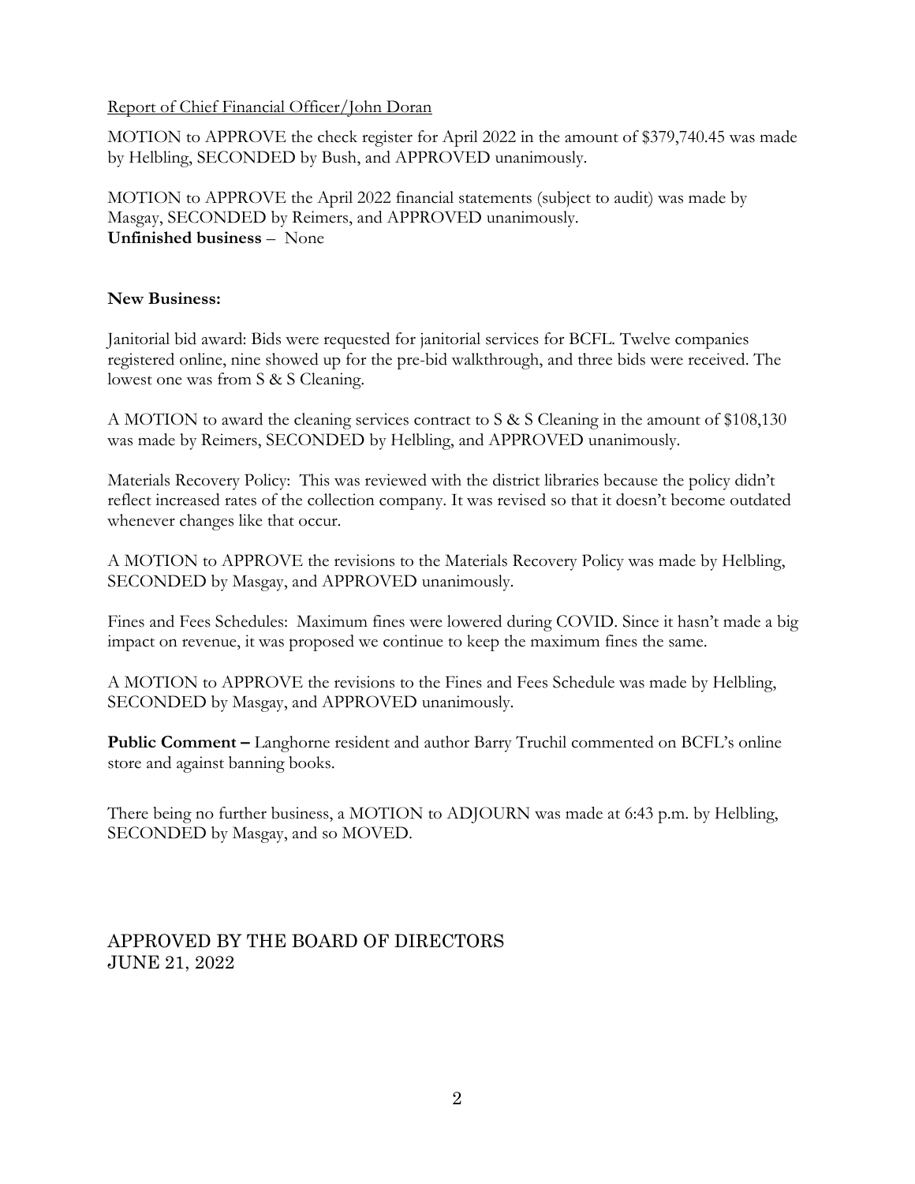Report of Chief Financial Officer/John Doran

MOTION to APPROVE the check register for April 2022 in the amount of $379,740.45 was made by Helbling, SECONDED by Bush, and APPROVED unanimously.

MOTION to APPROVE the April 2022 financial statements (subject to audit) was made by Masgay, SECONDED by Reimers, and APPROVED unanimously.

**Unfinished business** – None

**New Business:**

Janitorial bid award: Bids were requested for janitorial services for BCFL. Twelve companies registered online, nine showed up for the pre-bid walkthrough, and three bids were received. The lowest one was from S & S Cleaning.

A MOTION to award the cleaning services contract to S & S Cleaning in the amount of $108,130 was made by Reimers, SECONDED by Helbling, and APPROVED unanimously.

Materials Recovery Policy: This was reviewed with the district libraries because the policy didn't reflect increased rates of the collection company. It was revised so that it doesn't become outdated whenever changes like that occur.

A MOTION to APPROVE the revisions to the Materials Recovery Policy was made by Helbling, SECONDED by Masgay, and APPROVED unanimously.

Fines and Fees Schedules: Maximum fines were lowered during COVID. Since it hasn't made a big impact on revenue, it was proposed we continue to keep the maximum fines the same.

A MOTION to APPROVE the revisions to the Fines and Fees Schedule was made by Helbling, SECONDED by Masgay, and APPROVED unanimously.

**Public Comment –** Langhorne resident and author Barry Truchil commented on BCFL's online store and against banning books.

There being no further business, a MOTION to ADJOURN was made at 6:43 p.m. by Helbling, SECONDED by Masgay, and so MOVED.

APPROVED BY THE BOARD OF DIRECTORS
JUNE 21, 2022